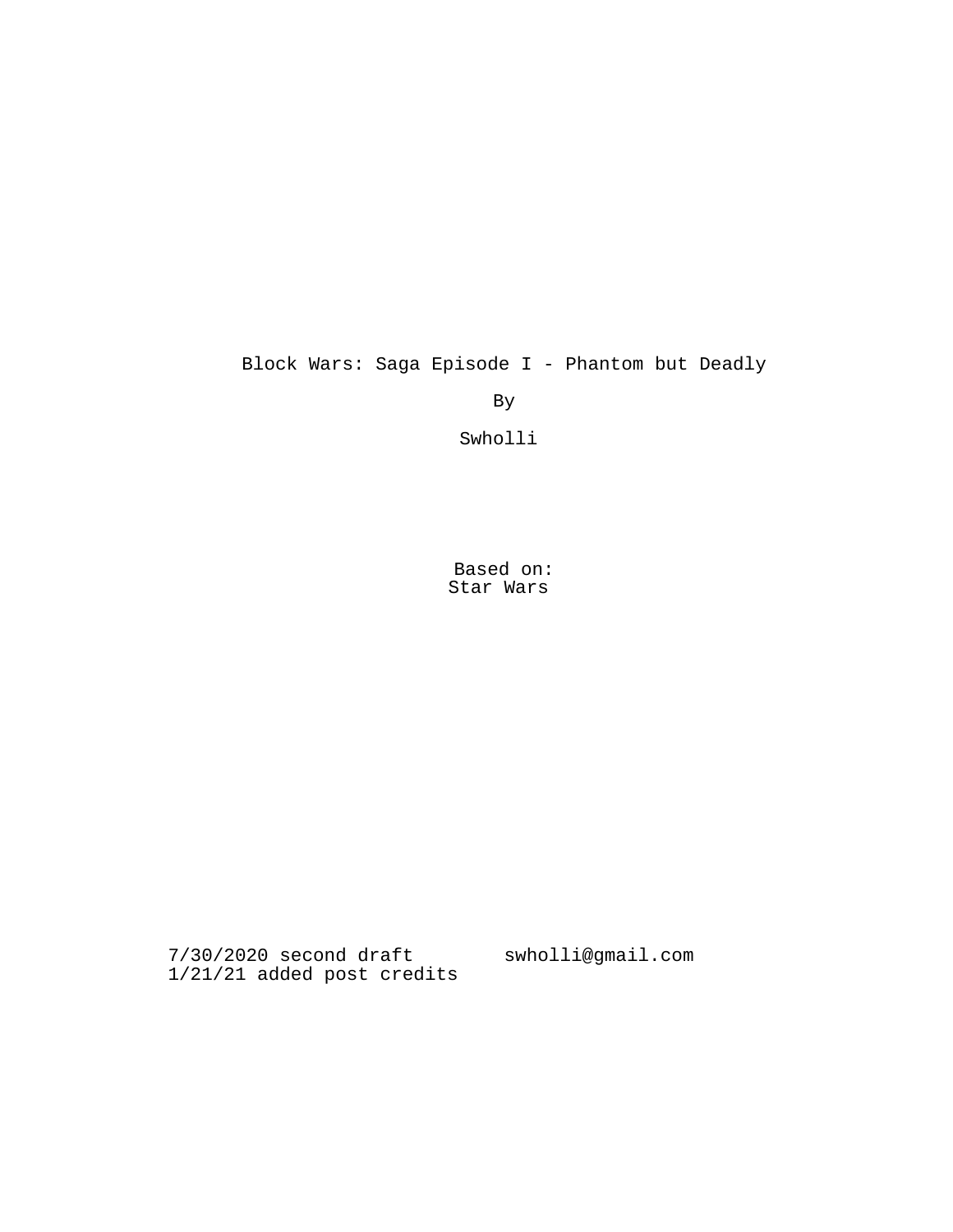# Block Wars: Saga Episode I - Phantom but Deadly

By

Swholli

Based on:
Star Wars

7/30/2020 second draft swholli@gmail.com
1/21/21 added post credits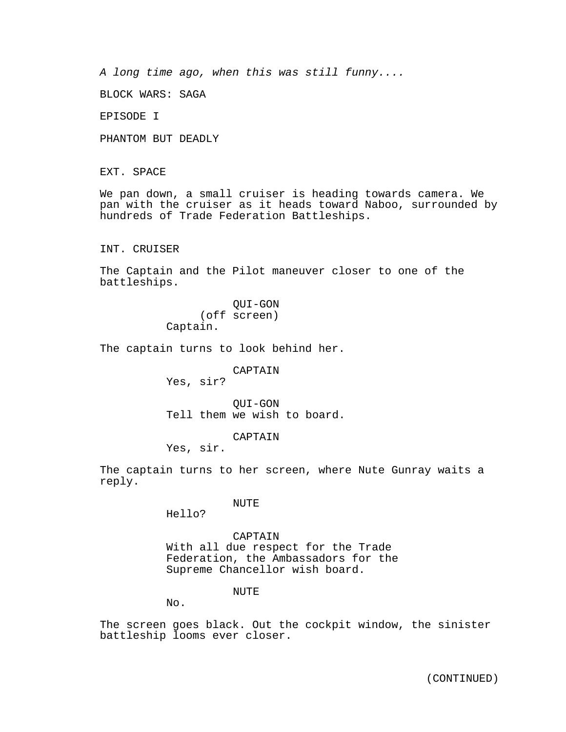*A long time ago, when this was still funny....*

BLOCK WARS: SAGA

EPISODE I

PHANTOM BUT DEADLY

EXT. SPACE

We pan down, a small cruiser is heading towards camera. We pan with the cruiser as it heads toward Naboo, surrounded by hundreds of Trade Federation Battleships.

INT. CRUISER

The Captain and the Pilot maneuver closer to one of the battleships.

QUI-GON
(off screen)
Captain.

The captain turns to look behind her.

CAPTAIN
Yes, sir?

QUI-GON
Tell them we wish to board.

CAPTAIN
Yes, sir.

The captain turns to her screen, where Nute Gunray waits a reply.

NUTE
Hello?

CAPTAIN
With all due respect for the Trade Federation, the Ambassadors for the Supreme Chancellor wish board.

NUTE
No.

The screen goes black. Out the cockpit window, the sinister battleship looms ever closer.

(CONTINUED)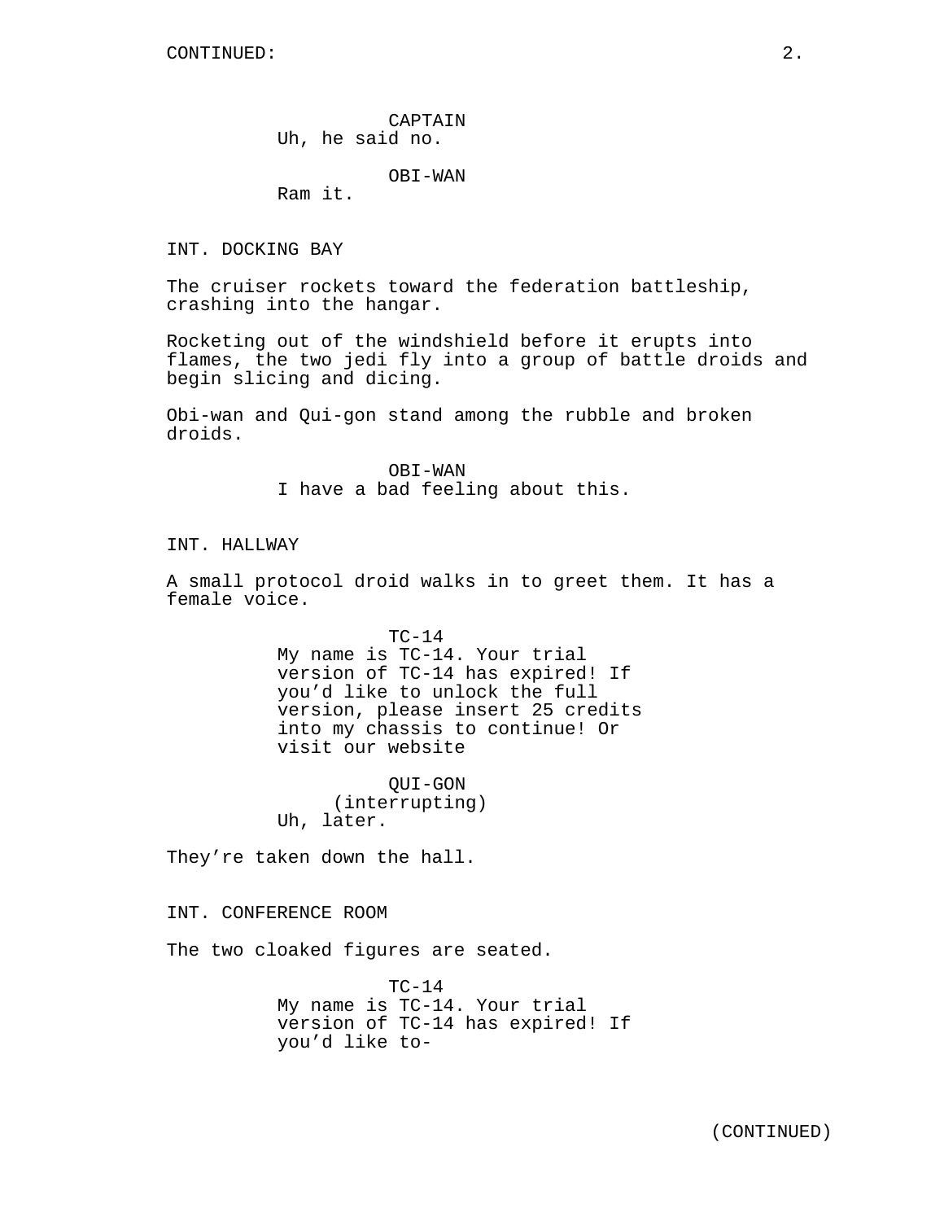CAPTAIN
Uh, he said no.

OBI-WAN
Ram it.

INT. DOCKING BAY

The cruiser rockets toward the federation battleship, crashing into the hangar.

Rocketing out of the windshield before it erupts into flames, the two jedi fly into a group of battle droids and begin slicing and dicing.

Obi-wan and Qui-gon stand among the rubble and broken droids.

OBI-WAN
I have a bad feeling about this.

INT. HALLWAY

A small protocol droid walks in to greet them. It has a female voice.

TC-14
My name is TC-14. Your trial version of TC-14 has expired! If you'd like to unlock the full version, please insert 25 credits into my chassis to continue! Or visit our website

QUI-GON
(interrupting)
Uh, later.

They're taken down the hall.

INT. CONFERENCE ROOM

The two cloaked figures are seated.

TC-14
My name is TC-14. Your trial version of TC-14 has expired! If you'd like to-

(CONTINUED)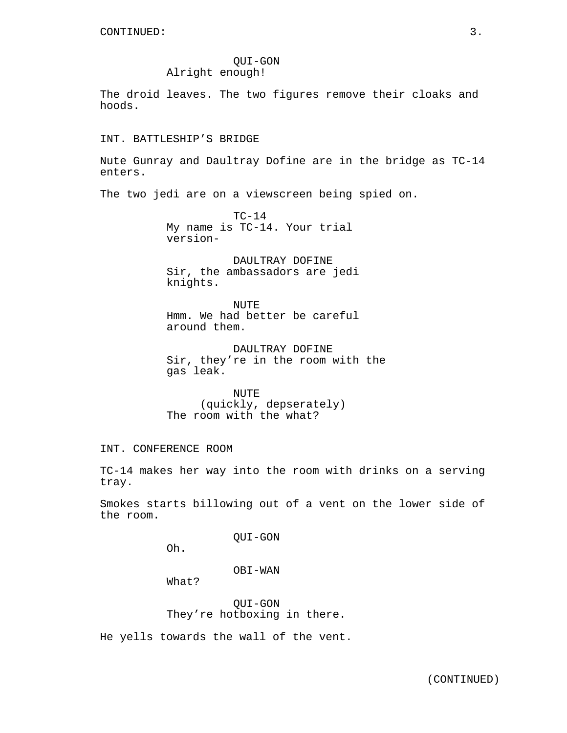QUI-GON
Alright enough!

The droid leaves. The two figures remove their cloaks and hoods.

INT. BATTLESHIP'S BRIDGE

Nute Gunray and Daultray Dofine are in the bridge as TC-14 enters.

The two jedi are on a viewscreen being spied on.

TC-14
My name is TC-14. Your trial version-

DAULTRAY DOFINE
Sir, the ambassadors are jedi knights.

NUTE
Hmm. We had better be careful around them.

DAULTRAY DOFINE
Sir, they're in the room with the gas leak.

NUTE
(quickly, depseratetly)
The room with the what?

INT. CONFERENCE ROOM

TC-14 makes her way into the room with drinks on a serving tray.

Smokes starts billowing out of a vent on the lower side of the room.

QUI-GON
Oh.

OBI-WAN
What?

QUI-GON
They're hotboxing in there.

He yells towards the wall of the vent.

(CONTINUED)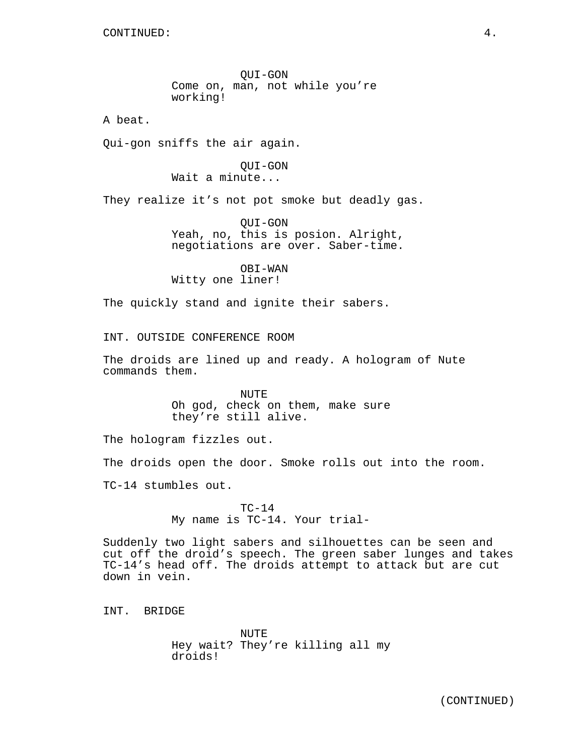CONTINUED:

QUI-GON
Come on, man, not while you're working!

A beat.

Qui-gon sniffs the air again.

QUI-GON
Wait a minute...

They realize it's not pot smoke but deadly gas.

QUI-GON
Yeah, no, this is posion. Alright, negotiations are over. Saber-time.

OBI-WAN
Witty one liner!

The quickly stand and ignite their sabers.

INT. OUTSIDE CONFERENCE ROOM

The droids are lined up and ready. A hologram of Nute commands them.

NUTE
Oh god, check on them, make sure they're still alive.

The hologram fizzles out.

The droids open the door. Smoke rolls out into the room.

TC-14 stumbles out.

TC-14
My name is TC-14. Your trial-

Suddenly two light sabers and silhouettes can be seen and cut off the droid's speech. The green saber lunges and takes TC-14's head off. The droids attempt to attack but are cut down in vein.

INT. BRIDGE

NUTE
Hey wait? They're killing all my droids!

(CONTINUED)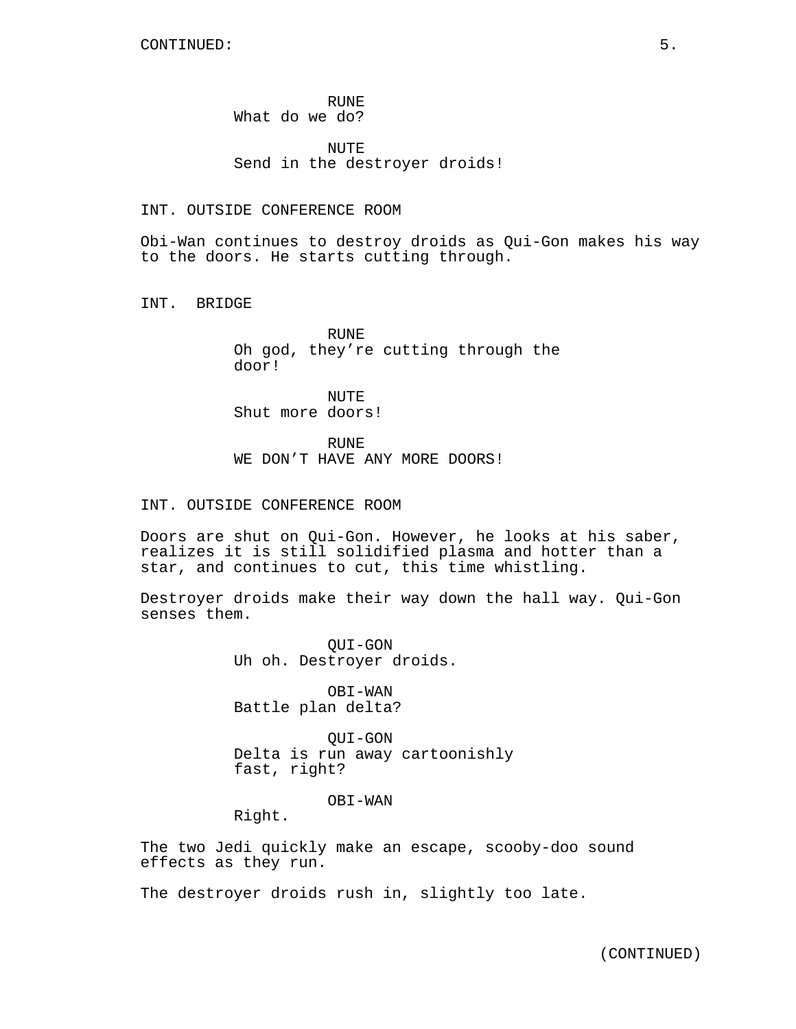RUNE
What do we do?

NUTE
Send in the destroyer droids!

INT. OUTSIDE CONFERENCE ROOM

Obi-Wan continues to destroy droids as Qui-Gon makes his way to the doors. He starts cutting through.

INT. BRIDGE

RUNE
Oh god, they’re cutting through the door!

NUTE
Shut more doors!

RUNE
WE DON’T HAVE ANY MORE DOORS!

INT. OUTSIDE CONFERENCE ROOM

Doors are shut on Qui-Gon. However, he looks at his saber, realizes it is still solidified plasma and hotter than a star, and continues to cut, this time whistling.

Destroyer droids make their way down the hall way. Qui-Gon senses them.

QUI-GON
Uh oh. Destroyer droids.

OBI-WAN
Battle plan delta?

QUI-GON
Delta is run away cartoonishly fast, right?

OBI-WAN
Right.

The two Jedi quickly make an escape, scooby-doo sound effects as they run.

The destroyer droids rush in, slightly too late.

(CONTINUED)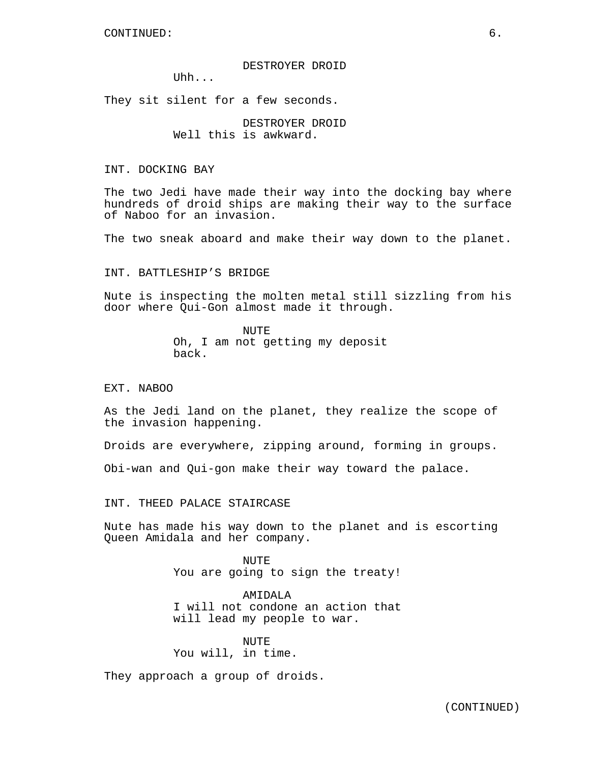DESTROYER DROID

Uhh...

They sit silent for a few seconds.

DESTROYER DROID

Well this is awkward.

INT. DOCKING BAY

The two Jedi have made their way into the docking bay where hundreds of droid ships are making their way to the surface of Naboo for an invasion.

The two sneak aboard and make their way down to the planet.

INT. BATTLESHIP'S BRIDGE

Nute is inspecting the molten metal still sizzling from his door where Qui-Gon almost made it through.

NUTE

Oh, I am not getting my deposit back.

EXT. NABOO

As the Jedi land on the planet, they realize the scope of the invasion happening.

Droids are everywhere, zipping around, forming in groups.

Obi-wan and Qui-gon make their way toward the palace.

INT. THEED PALACE STAIRCASE

Nute has made his way down to the planet and is escorting Queen Amidala and her company.

NUTE

You are going to sign the treaty!

AMIDALA

I will not condone an action that will lead my people to war.

NUTE

You will, in time.

They approach a group of droids.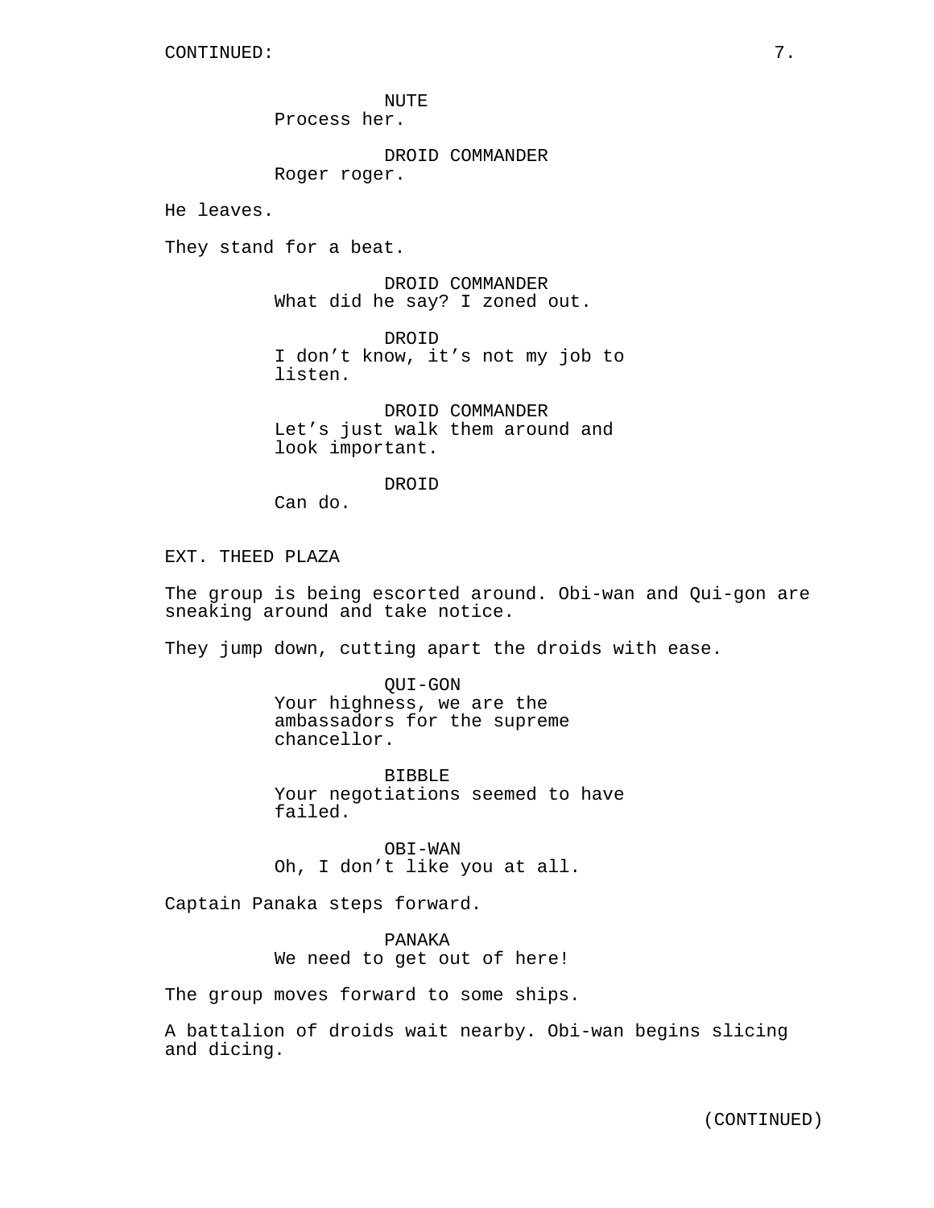NUTE
Process her.

DROID COMMANDER
Roger roger.

He leaves.

They stand for a beat.

DROID COMMANDER
What did he say? I zoned out.

DROID
I don't know, it's not my job to listen.

DROID COMMANDER
Let's just walk them around and look important.

DROID
Can do.

EXT. THEED PLAZA

The group is being escorted around. Obi-wan and Qui-gon are sneaking around and take notice.

They jump down, cutting apart the droids with ease.

QUI-GON
Your highness, we are the ambassadors for the supreme chancellor.

BIBBLE
Your negotiations seemed to have failed.

OBI-WAN
Oh, I don't like you at all.

Captain Panaka steps forward.

PANAKA
We need to get out of here!

The group moves forward to some ships.

A battalion of droids wait nearby. Obi-wan begins slicing and dicing.

(CONTINUED)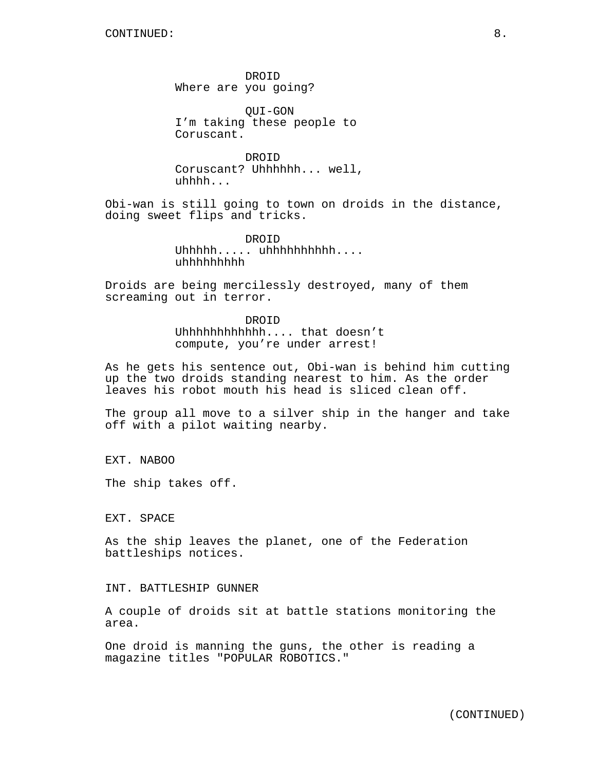DROID
Where are you going?

QUI-GON
I'm taking these people to Coruscant.

DROID
Coruscant? Uhhhhhh... well, uhhhh...

Obi-wan is still going to town on droids in the distance, doing sweet flips and tricks.

DROID
Uhhhhh..... uhhhhhhhhhh.... uhhhhhhhhh

Droids are being mercilessly destroyed, many of them screaming out in terror.

DROID
Uhhhhhhhhhhhh.... that doesn't compute, you're under arrest!

As he gets his sentence out, Obi-wan is behind him cutting up the two droids standing nearest to him. As the order leaves his robot mouth his head is sliced clean off.

The group all move to a silver ship in the hanger and take off with a pilot waiting nearby.

EXT. NABOO

The ship takes off.

EXT. SPACE

As the ship leaves the planet, one of the Federation battleships notices.

INT. BATTLESHIP GUNNER

A couple of droids sit at battle stations monitoring the area.

One droid is manning the guns, the other is reading a magazine titles "POPULAR ROBOTICS."

(CONTINUED)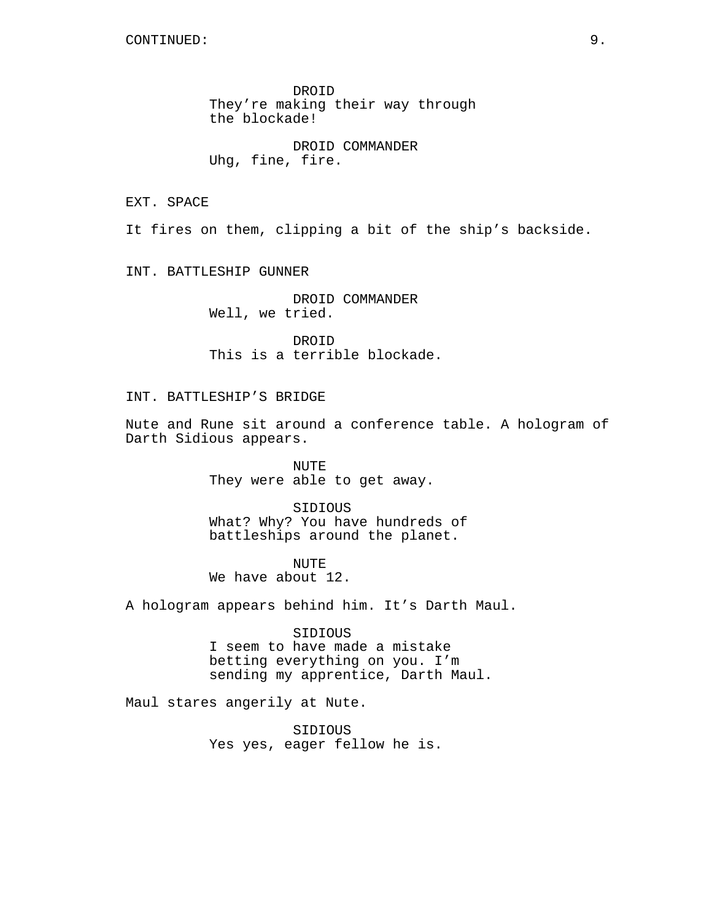CONTINUED:

DROID
They're making their way through the blockade!

DROID COMMANDER
Uhg, fine, fire.

EXT. SPACE

It fires on them, clipping a bit of the ship's backside.

INT. BATTLESHIP GUNNER

DROID COMMANDER
Well, we tried.

DROID
This is a terrible blockade.

INT. BATTLESHIP'S BRIDGE

Nute and Rune sit around a conference table. A hologram of Darth Sidious appears.

NUTE
They were able to get away.

SIDIOUS
What? Why? You have hundreds of battleships around the planet.

NUTE
We have about 12.

A hologram appears behind him. It's Darth Maul.

SIDIOUS
I seem to have made a mistake betting everything on you. I'm sending my apprentice, Darth Maul.

Maul stares angerily at Nute.

SIDIOUS
Yes yes, eager fellow he is.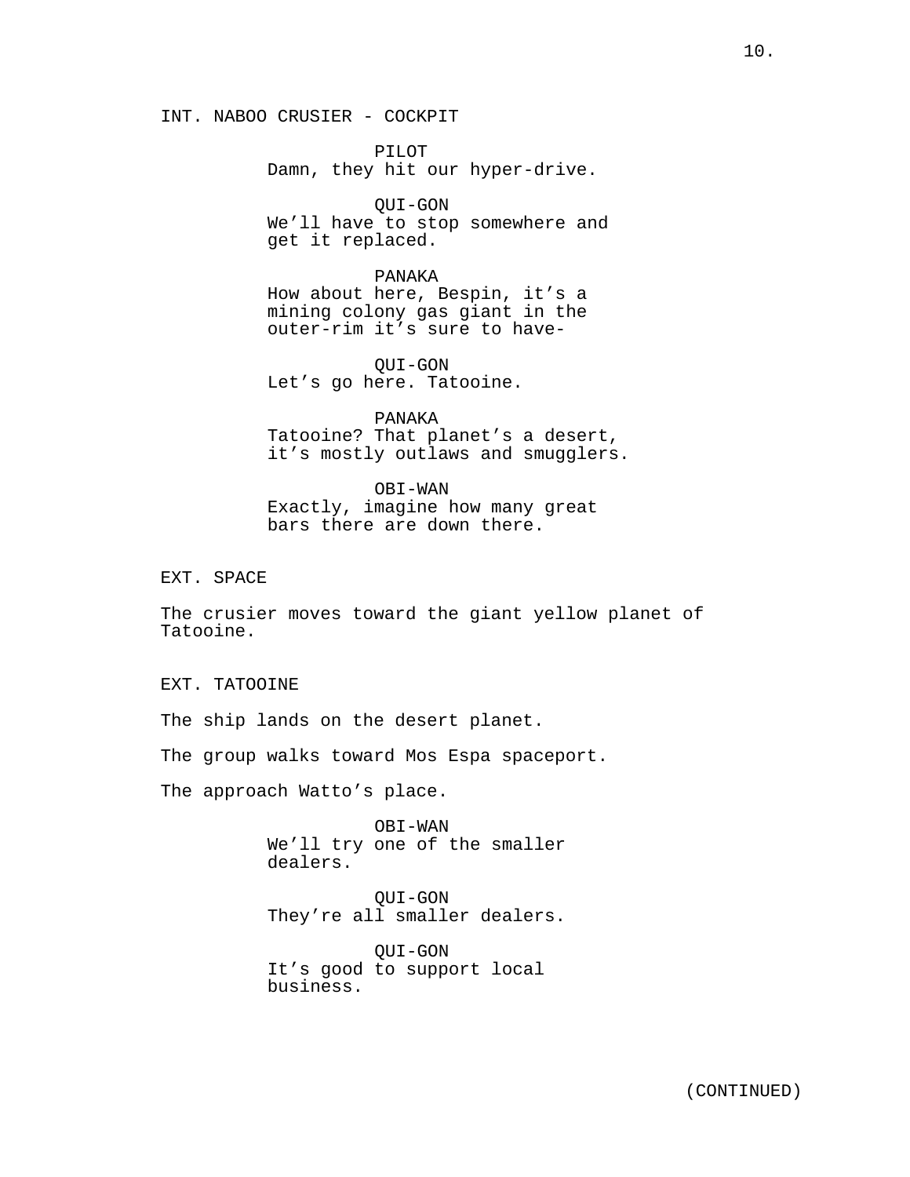INT. NABOO CRUSIER - COCKPIT

PILOT
Damn, they hit our hyper-drive.

QUI-GON
We'll have to stop somewhere and get it replaced.

PANAKA
How about here, Bespin, it's a mining colony gas giant in the outer-rim it's sure to have-

QUI-GON
Let's go here. Tatooine.

PANAKA
Tatooine? That planet's a desert, it's mostly outlaws and smugglers.

OBI-WAN
Exactly, imagine how many great bars there are down there.

EXT. SPACE

The crusier moves toward the giant yellow planet of Tatooine.

EXT. TATOOINE

The ship lands on the desert planet.

The group walks toward Mos Espa spaceport.

The approach Watto's place.

OBI-WAN
We'll try one of the smaller dealers.

QUI-GON
They're all smaller dealers.

QUI-GON
It's good to support local business.

(CONTINUED)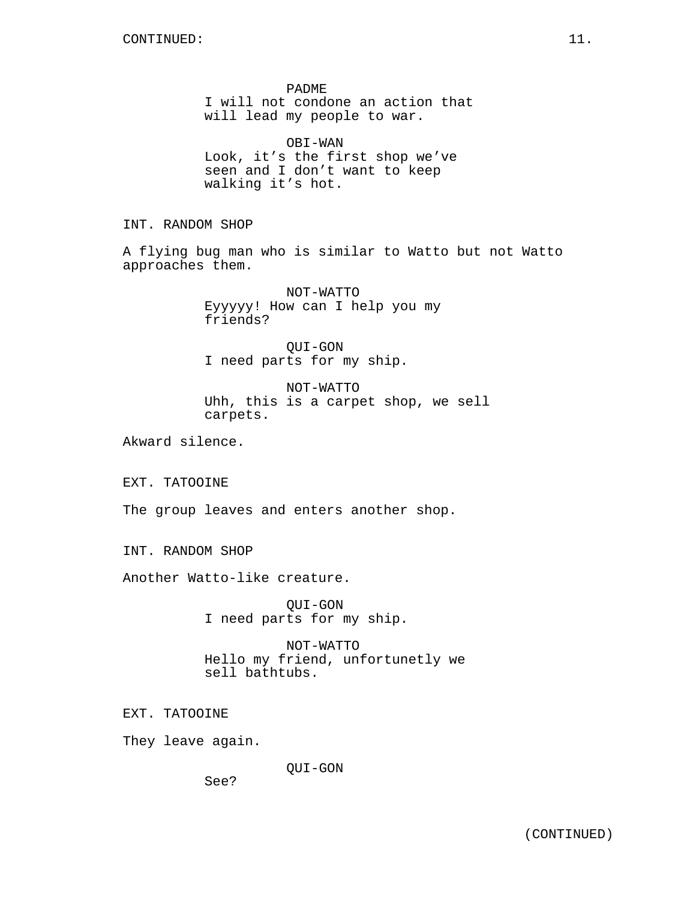PADME
I will not condone an action that will lead my people to war.

OBI-WAN
Look, it's the first shop we've seen and I don't want to keep walking it's hot.

INT. RANDOM SHOP

A flying bug man who is similar to Watto but not Watto approaches them.

NOT-WATTO
Eyyyyy! How can I help you my friends?

QUI-GON
I need parts for my ship.

NOT-WATTO
Uhh, this is a carpet shop, we sell carpets.

Akward silence.

EXT. TATOOINE

The group leaves and enters another shop.

INT. RANDOM SHOP

Another Watto-like creature.

QUI-GON
I need parts for my ship.

NOT-WATTO
Hello my friend, unfortunetly we sell bathtubs.

EXT. TATOOINE

They leave again.

QUI-GON
See?

(CONTINUED)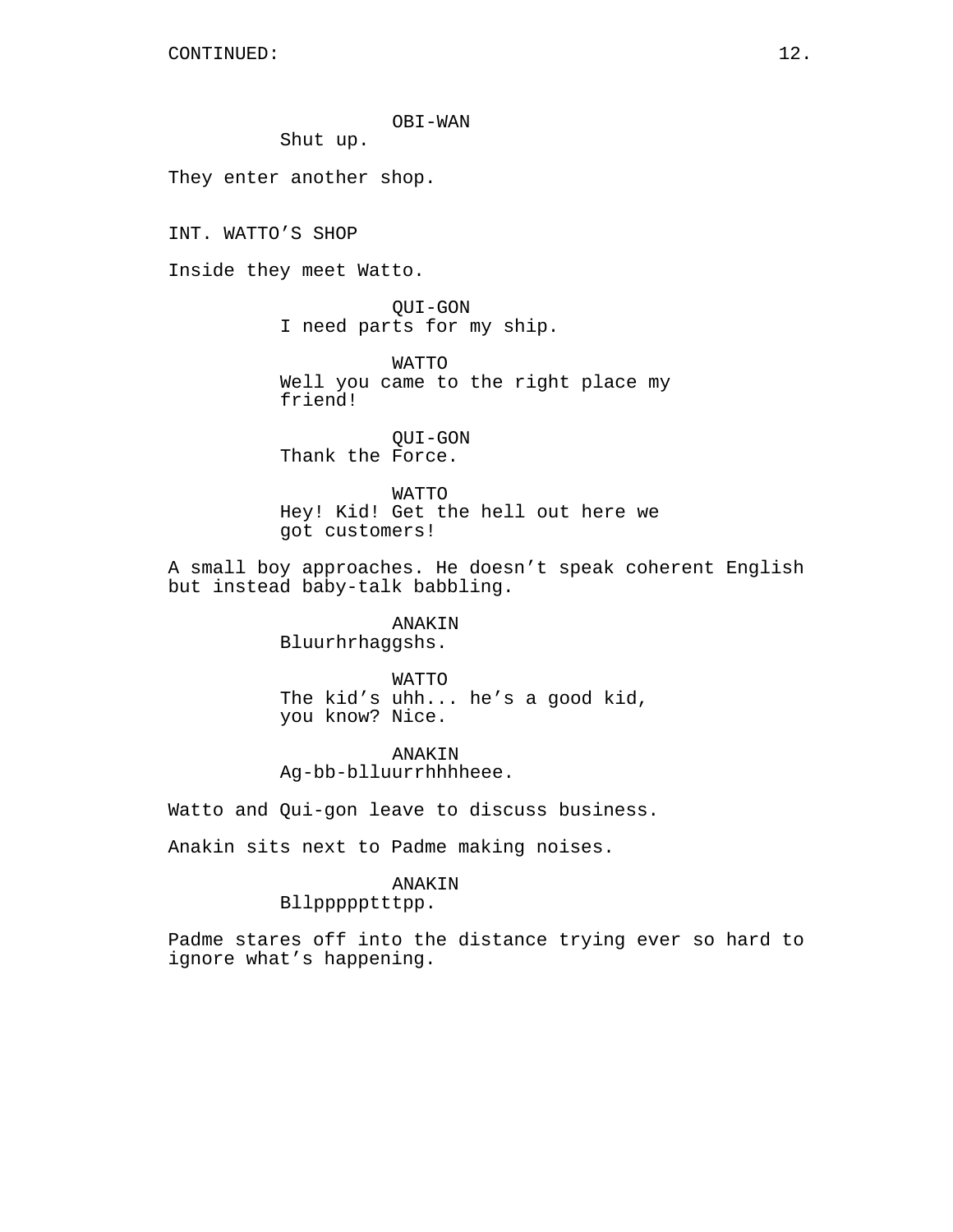OBI-WAN
Shut up.

They enter another shop.

INT. WATTO’S SHOP

Inside they meet Watto.

QUI-GON
I need parts for my ship.

WATTO
Well you came to the right place my friend!

QUI-GON
Thank the Force.

WATTO
Hey! Kid! Get the hell out here we got customers!

A small boy approaches. He doesn’t speak coherent English but instead baby-talk babbling.

ANAKIN
Bluurhrhaggshs.

WATTO
The kid’s uhh... he’s a good kid, you know? Nice.

ANAKIN
Ag-bb-blluurrhhhheee.

Watto and Qui-gon leave to discuss business.

Anakin sits next to Padme making noises.

ANAKIN
Bllppppptttpp.

Padme stares off into the distance trying ever so hard to ignore what’s happening.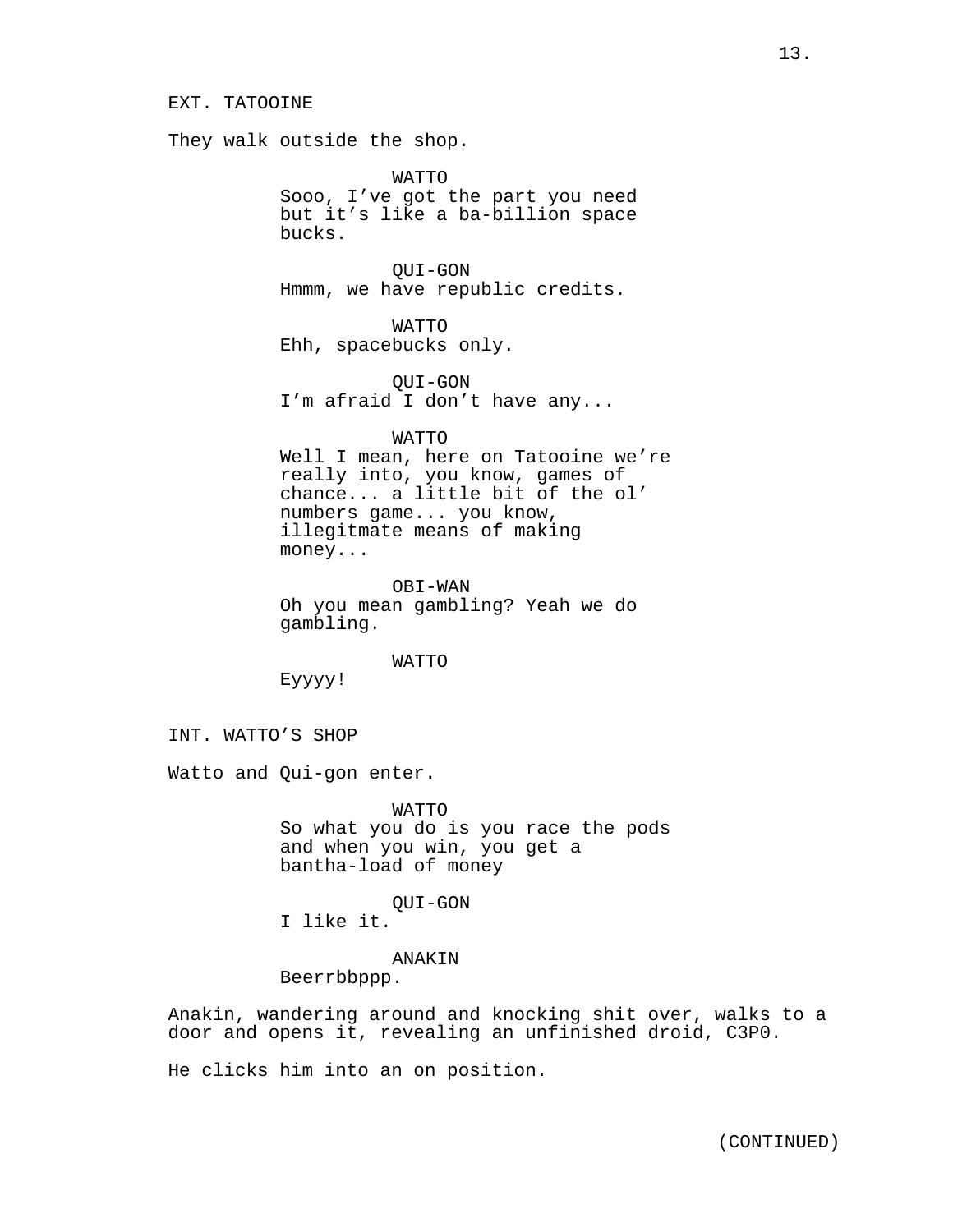EXT. TATOOINE

They walk outside the shop.

WATTO
Sooo, I've got the part you need but it's like a ba-billion space bucks.

QUI-GON
Hmmm, we have republic credits.

WATTO
Ehh, spacebucks only.

QUI-GON
I'm afraid I don't have any...

WATTO
Well I mean, here on Tatooine we're really into, you know, games of chance... a little bit of the ol' numbers game... you know, illegitmate means of making money...

OBI-WAN
Oh you mean gambling? Yeah we do gambling.

WATTO
Eyyyy!

INT. WATTO'S SHOP

Watto and Qui-gon enter.

WATTO
So what you do is you race the pods and when you win, you get a bantha-load of money

QUI-GON
I like it.

ANAKIN
Beerrbbppp.

Anakin, wandering around and knocking shit over, walks to a door and opens it, revealing an unfinished droid, C3P0.

He clicks him into an on position.

(CONTINUED)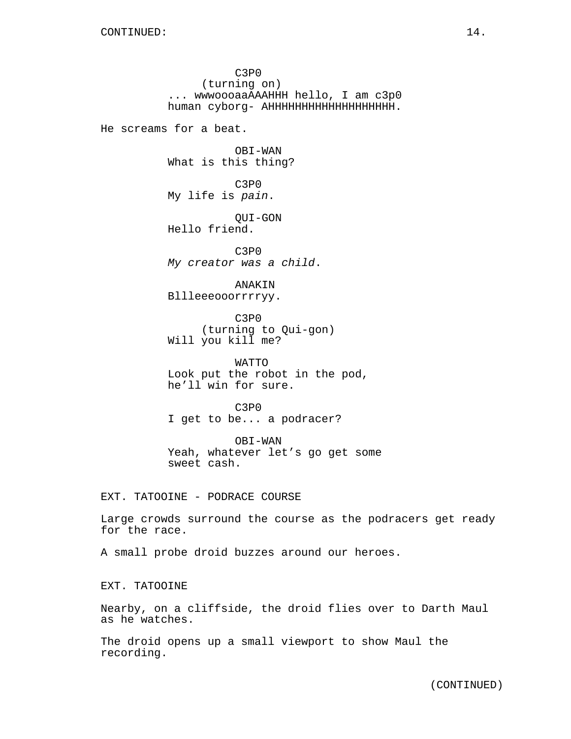C3P0
(turning on)
... wwwoooaaAAAHHH hello, I am c3p0 human cyborg- AHHHHHHHHHHHHHHHHHHH.

He screams for a beat.

OBI-WAN
What is this thing?

C3P0
My life is *pain*.

QUI-GON
Hello friend.

C3P0
*My creator was a child*.

ANAKIN
Bllleeeooorrrryy.

C3P0
(turning to Qui-gon)
Will you kill me?

WATTO
Look put the robot in the pod, he'll win for sure.

C3P0
I get to be... a podracer?

OBI-WAN
Yeah, whatever let's go get some sweet cash.

EXT. TATOOINE - PODRACE COURSE

Large crowds surround the course as the podracers get ready for the race.

A small probe droid buzzes around our heroes.

EXT. TATOOINE

Nearby, on a cliffside, the droid flies over to Darth Maul as he watches.

The droid opens up a small viewport to show Maul the recording.

(CONTINUED)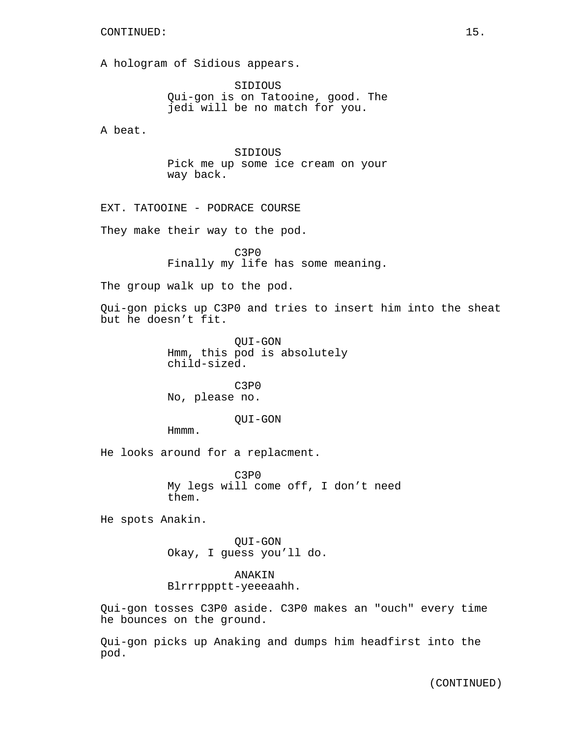A hologram of Sidious appears.

SIDIOUS
Qui-gon is on Tatooine, good. The jedi will be no match for you.

A beat.

SIDIOUS
Pick me up some ice cream on your way back.

EXT. TATOOINE - PODRACE COURSE

They make their way to the pod.

C3P0
Finally my life has some meaning.

The group walk up to the pod.

Qui-gon picks up C3P0 and tries to insert him into the sheat but he doesn't fit.

QUI-GON
Hmm, this pod is absolutely child-sized.

C3P0
No, please no.

QUI-GON
Hmmm.

He looks around for a replacment.

C3P0
My legs will come off, I don't need them.

He spots Anakin.

QUI-GON
Okay, I guess you'll do.

ANAKIN
Blrrrppptt-yeeeaahh.

Qui-gon tosses C3P0 aside. C3P0 makes an "ouch" every time he bounces on the ground.

Qui-gon picks up Anaking and dumps him headfirst into the pod.

(CONTINUED)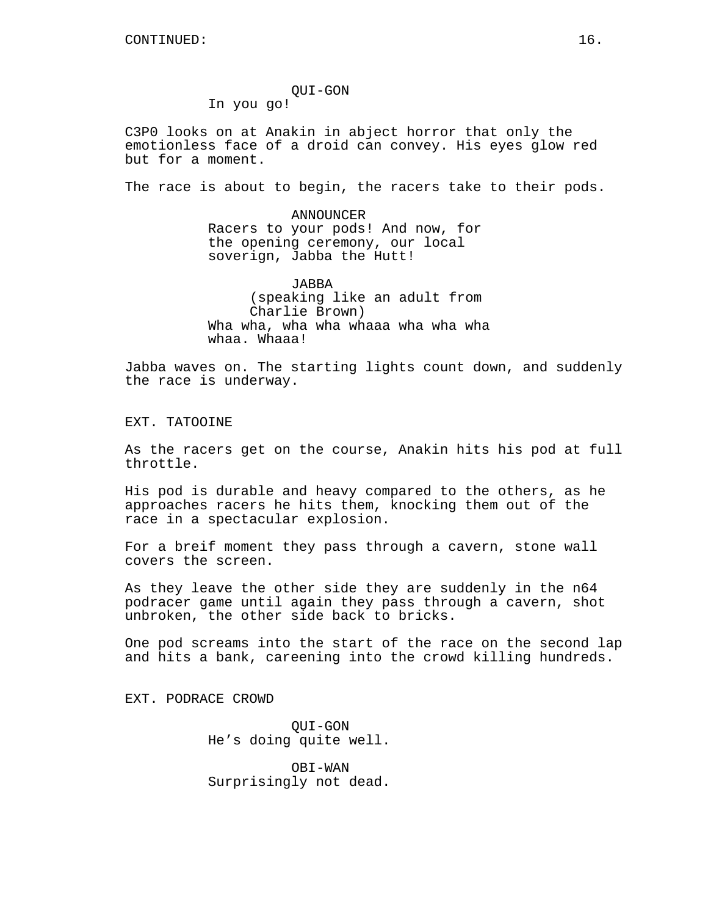CONTINUED:

QUI-GON
In you go!

C3P0 looks on at Anakin in abject horror that only the emotionless face of a droid can convey. His eyes glow red but for a moment.

The race is about to begin, the racers take to their pods.

ANNOUNCER
Racers to your pods! And now, for the opening ceremony, our local soverign, Jabba the Hutt!

JABBA
(speaking like an adult from Charlie Brown)
Wha wha, wha wha whaaa wha wha wha whaa. Whaaa!

Jabba waves on. The starting lights count down, and suddenly the race is underway.

EXT. TATOOINE

As the racers get on the course, Anakin hits his pod at full throttle.

His pod is durable and heavy compared to the others, as he approaches racers he hits them, knocking them out of the race in a spectacular explosion.

For a breif moment they pass through a cavern, stone wall covers the screen.

As they leave the other side they are suddenly in the n64 podracer game until again they pass through a cavern, shot unbroken, the other side back to bricks.

One pod screams into the start of the race on the second lap and hits a bank, careening into the crowd killing hundreds.

EXT. PODRACE CROWD

QUI-GON
He’s doing quite well.

OBI-WAN
Surprisingly not dead.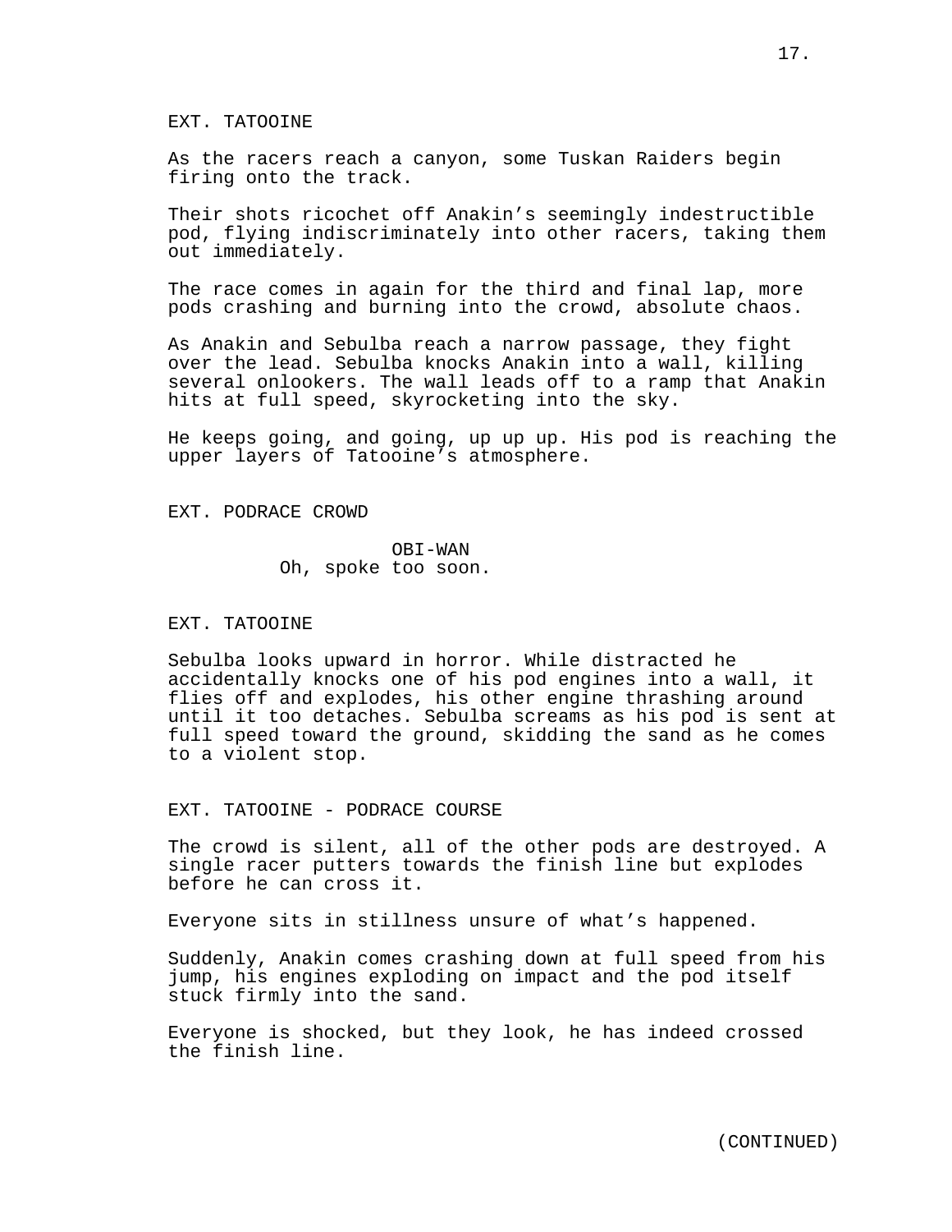EXT. TATOOINE

As the racers reach a canyon, some Tuskan Raiders begin firing onto the track.

Their shots ricochet off Anakin's seemingly indestructible pod, flying indiscriminately into other racers, taking them out immediately.

The race comes in again for the third and final lap, more pods crashing and burning into the crowd, absolute chaos.

As Anakin and Sebulba reach a narrow passage, they fight over the lead. Sebulba knocks Anakin into a wall, killing several onlookers. The wall leads off to a ramp that Anakin hits at full speed, skyrocketing into the sky.

He keeps going, and going, up up up. His pod is reaching the upper layers of Tatooine's atmosphere.

EXT. PODRACE CROWD

OBI-WAN
Oh, spoke too soon.

EXT. TATOOINE

Sebulba looks upward in horror. While distracted he accidentally knocks one of his pod engines into a wall, it flies off and explodes, his other engine thrashing around until it too detaches. Sebulba screams as his pod is sent at full speed toward the ground, skidding the sand as he comes to a violent stop.

EXT. TATOOINE - PODRACE COURSE

The crowd is silent, all of the other pods are destroyed. A single racer putters towards the finish line but explodes before he can cross it.

Everyone sits in stillness unsure of what's happened.

Suddenly, Anakin comes crashing down at full speed from his jump, his engines exploding on impact and the pod itself stuck firmly into the sand.

Everyone is shocked, but they look, he has indeed crossed the finish line.

(CONTINUED)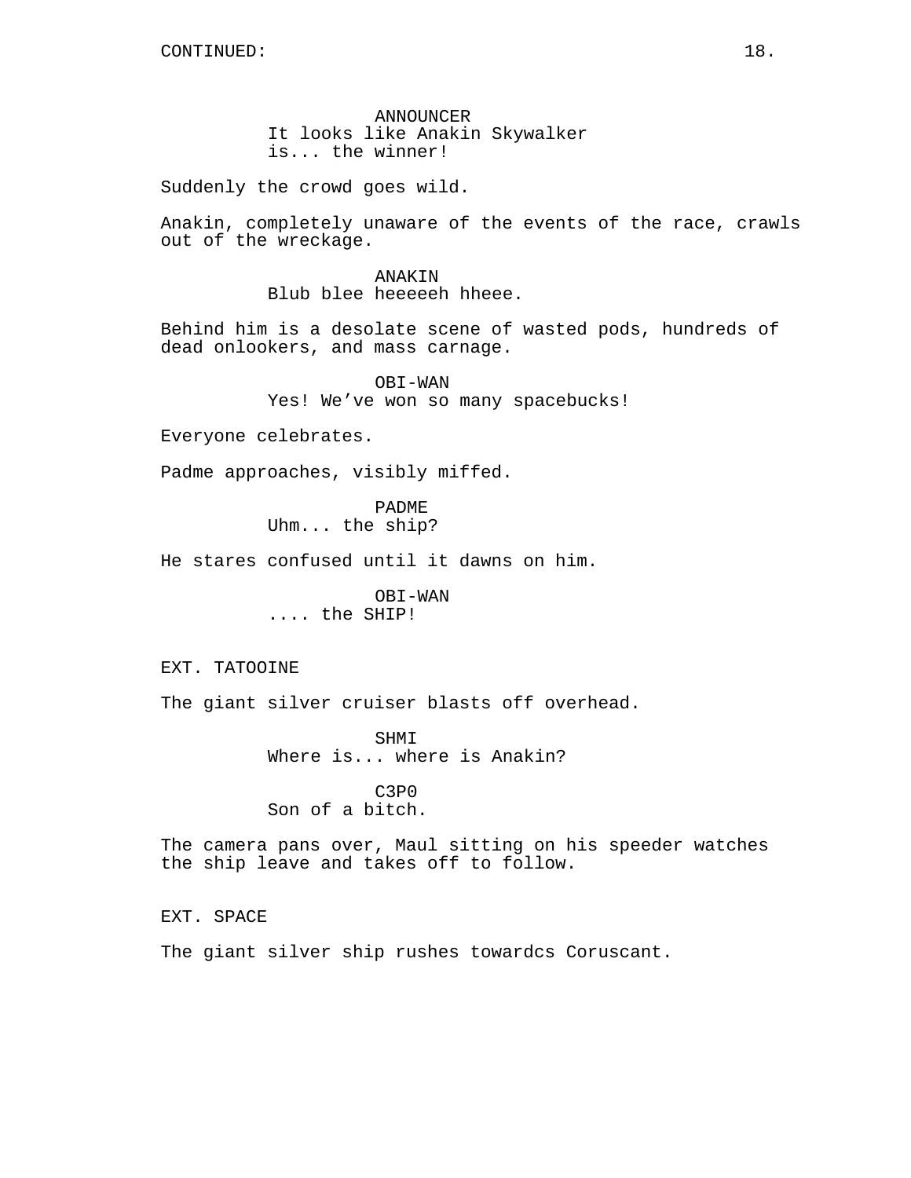CONTINUED:

ANNOUNCER
It looks like Anakin Skywalker
is... the winner!

Suddenly the crowd goes wild.

Anakin, completely unaware of the events of the race, crawls out of the wreckage.

ANAKIN
Blub blee heeeeeh hheee.

Behind him is a desolate scene of wasted pods, hundreds of dead onlookers, and mass carnage.

OBI-WAN
Yes! We've won so many spacebucks!

Everyone celebrates.

Padme approaches, visibly miffed.

PADME
Uhm... the ship?

He stares confused until it dawns on him.

OBI-WAN
.... the SHIP!

EXT. TATOOINE

The giant silver cruiser blasts off overhead.

SHMI
Where is... where is Anakin?

C3P0
Son of a bitch.

The camera pans over, Maul sitting on his speeder watches the ship leave and takes off to follow.

EXT. SPACE

The giant silver ship rushes towardcs Coruscant.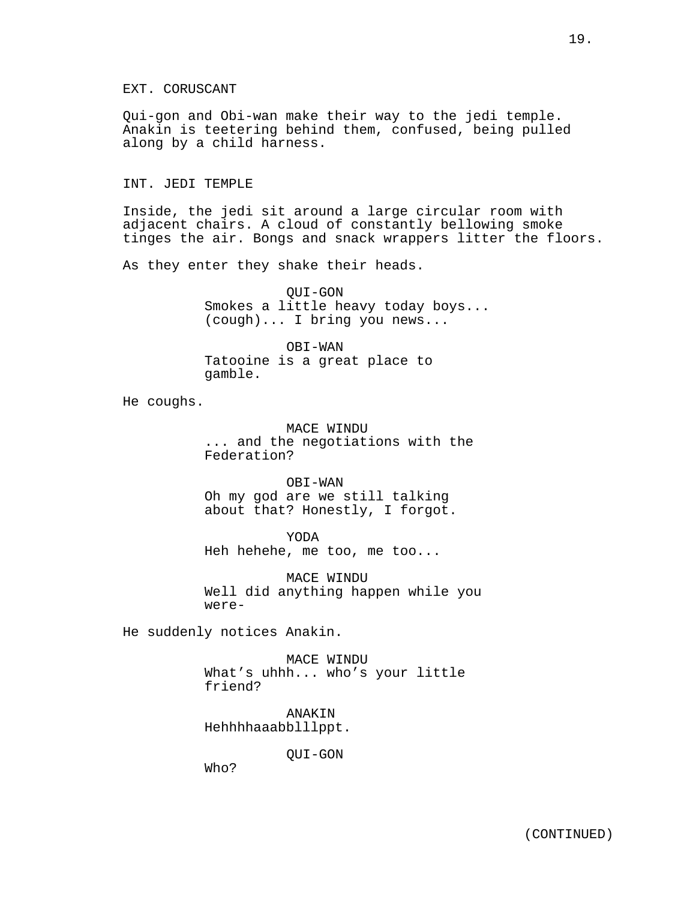EXT. CORUSCANT

Qui-gon and Obi-wan make their way to the jedi temple. Anakin is teetering behind them, confused, being pulled along by a child harness.

INT. JEDI TEMPLE

Inside, the jedi sit around a large circular room with adjacent chairs. A cloud of constantly bellowing smoke tinges the air. Bongs and snack wrappers litter the floors.

As they enter they shake their heads.

QUI-GON
Smokes a little heavy today boys... (cough)... I bring you news...

OBI-WAN
Tatooine is a great place to gamble.

He coughs.

MACE WINDU
... and the negotiations with the Federation?

OBI-WAN
Oh my god are we still talking about that? Honestly, I forgot.

YODA
Heh hehehe, me too, me too...

MACE WINDU
Well did anything happen while you were-

He suddenly notices Anakin.

MACE WINDU
What's uhhh... who's your little friend?

ANAKIN
Hehhhhaaabblllppt.

QUI-GON
Who?

(CONTINUED)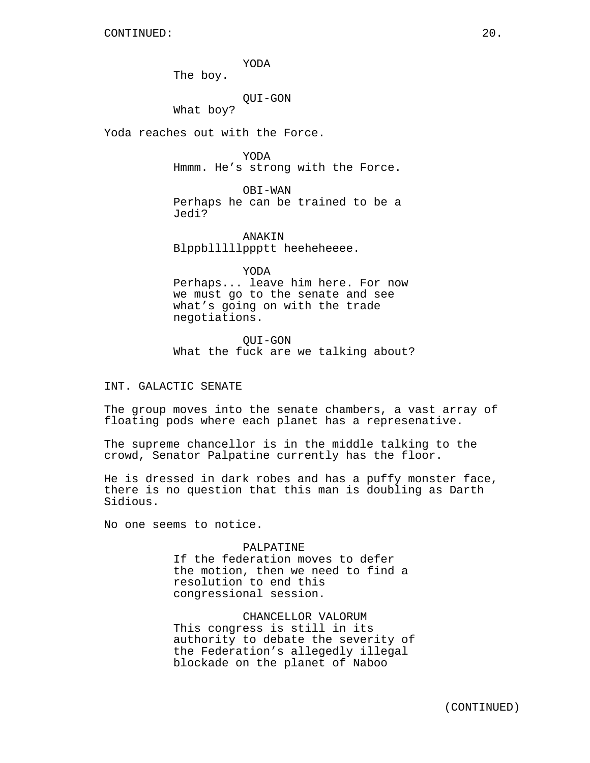YODA
The boy.

QUI-GON
What boy?

Yoda reaches out with the Force.

YODA
Hmmm. He’s strong with the Force.

OBI-WAN
Perhaps he can be trained to be a Jedi?

ANAKIN
Blppbllllppptt heeheheeee.

YODA
Perhaps... leave him here. For now we must go to the senate and see what’s going on with the trade negotiations.

QUI-GON
What the fuck are we talking about?

INT. GALACTIC SENATE

The group moves into the senate chambers, a vast array of floating pods where each planet has a represenative.

The supreme chancellor is in the middle talking to the crowd, Senator Palpatine currently has the floor.

He is dressed in dark robes and has a puffy monster face, there is no question that this man is doubling as Darth Sidious.

No one seems to notice.

PALPATINE
If the federation moves to defer the motion, then we need to find a resolution to end this congressional session.

CHANCELLOR VALORUM
This congress is still in its authority to debate the severity of the Federation’s allegedly illegal blockade on the planet of Naboo

(CONTINUED)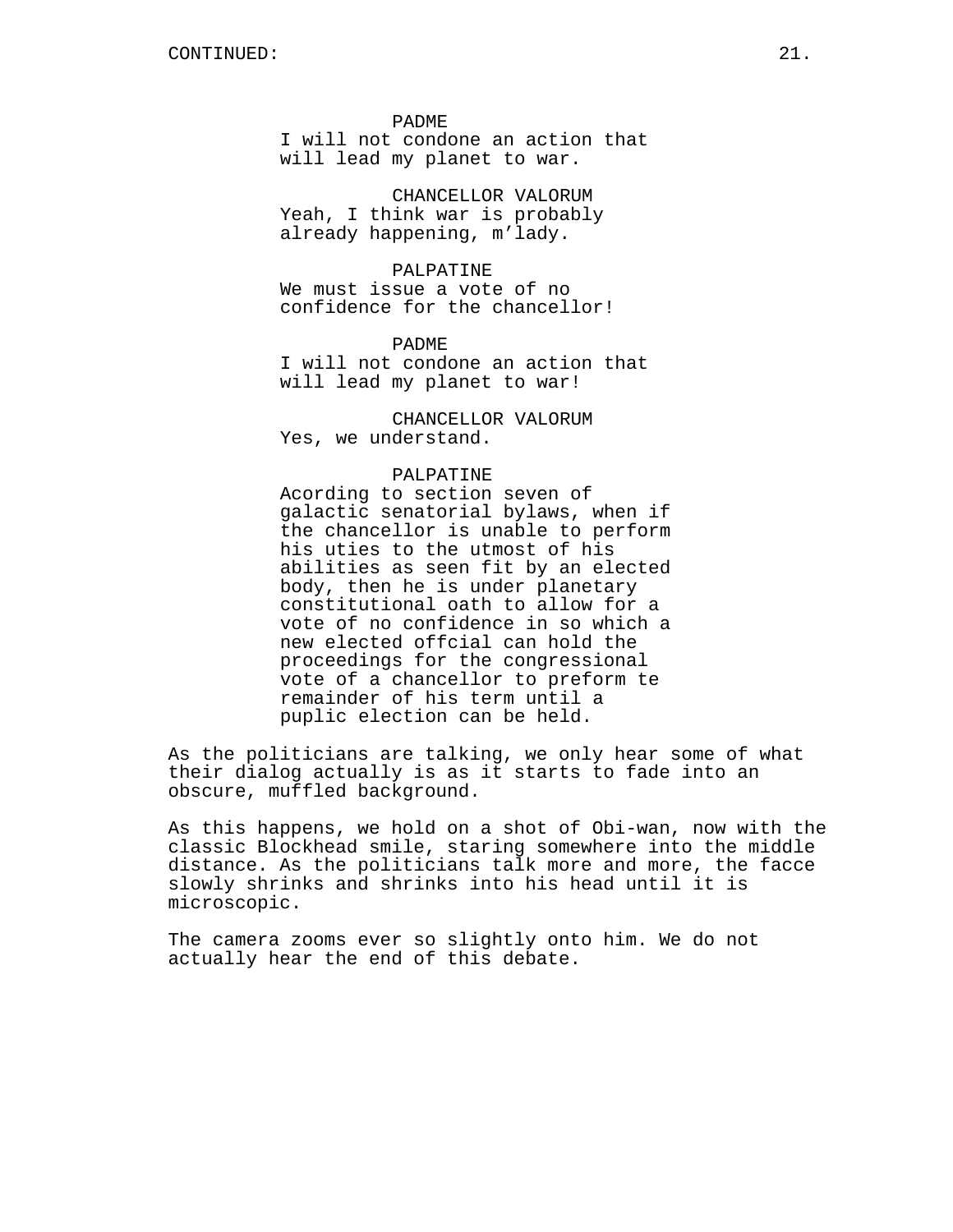PADME
I will not condone an action that will lead my planet to war.

CHANCELLOR VALORUM
Yeah, I think war is probably already happening, m'lady.

PALPATINE
We must issue a vote of no confidence for the chancellor!

PADME
I will not condone an action that will lead my planet to war!

CHANCELLOR VALORUM
Yes, we understand.

PALPATINE
Acording to section seven of galactic senatorial bylaws, when if the chancellor is unable to perform his uties to the utmost of his abilities as seen fit by an elected body, then he is under planetary constitutional oath to allow for a vote of no confidence in so which a new elected offcial can hold the proceedings for the congressional vote of a chancellor to preform te remainder of his term until a puplic election can be held.

As the politicians are talking, we only hear some of what their dialog actually is as it starts to fade into an obscure, muffled background.

As this happens, we hold on a shot of Obi-wan, now with the classic Blockhead smile, staring somewhere into the middle distance. As the politicians talk more and more, the facce slowly shrinks and shrinks into his head until it is microscopic.

The camera zooms ever so slightly onto him. We do not actually hear the end of this debate.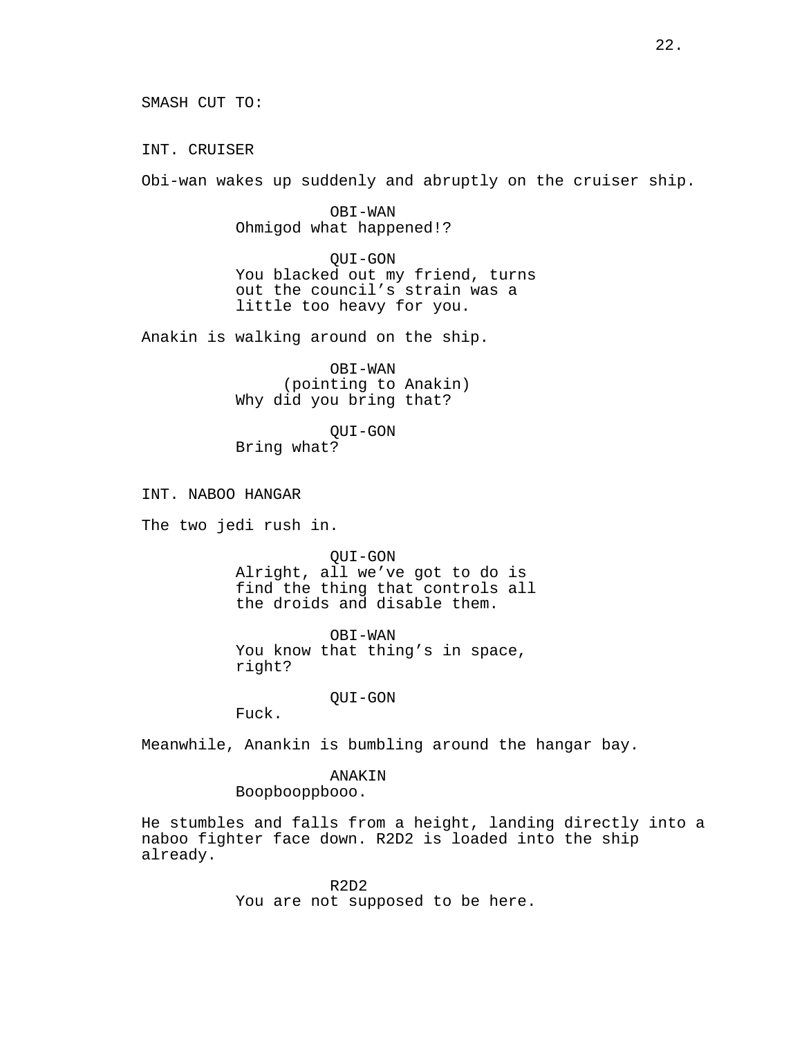SMASH CUT TO:

INT. CRUISER

Obi-wan wakes up suddenly and abruptly on the cruiser ship.

OBI-WAN
Ohmigod what happened!?

QUI-GON
You blacked out my friend, turns out the council's strain was a little too heavy for you.

Anakin is walking around on the ship.

OBI-WAN
(pointing to Anakin)
Why did you bring that?

QUI-GON
Bring what?

INT. NABOO HANGAR

The two jedi rush in.

QUI-GON
Alright, all we've got to do is find the thing that controls all the droids and disable them.

OBI-WAN
You know that thing's in space, right?

QUI-GON
Fuck.

Meanwhile, Anankin is bumbling around the hangar bay.

ANAKIN
Boopbooppbooo.

He stumbles and falls from a height, landing directly into a naboo fighter face down. R2D2 is loaded into the ship already.

R2D2
You are not supposed to be here.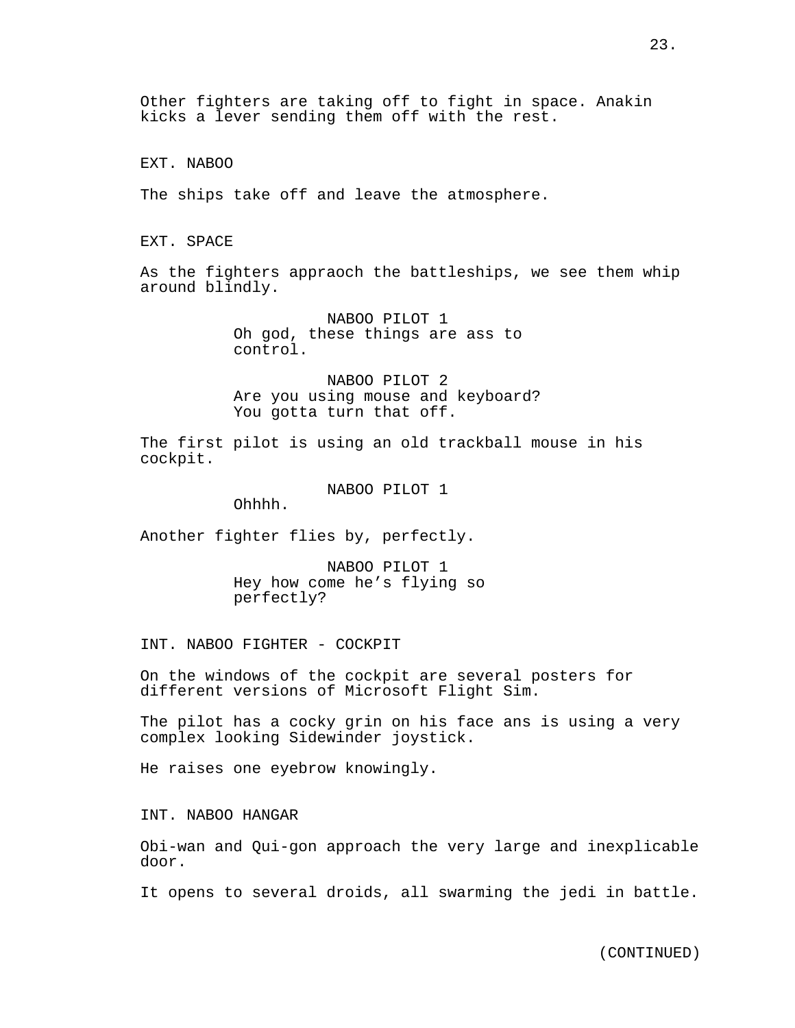Other fighters are taking off to fight in space. Anakin kicks a lever sending them off with the rest.

EXT. NABOO

The ships take off and leave the atmosphere.

EXT. SPACE

As the fighters appraoch the battleships, we see them whip around blindly.

NABOO PILOT 1
Oh god, these things are ass to control.

NABOO PILOT 2
Are you using mouse and keyboard? You gotta turn that off.

The first pilot is using an old trackball mouse in his cockpit.

NABOO PILOT 1
Ohhhh.

Another fighter flies by, perfectly.

NABOO PILOT 1
Hey how come he's flying so perfectly?

INT. NABOO FIGHTER - COCKPIT

On the windows of the cockpit are several posters for different versions of Microsoft Flight Sim.

The pilot has a cocky grin on his face ans is using a very complex looking Sidewinder joystick.

He raises one eyebrow knowingly.

INT. NABOO HANGAR

Obi-wan and Qui-gon approach the very large and inexplicable door.

It opens to several droids, all swarming the jedi in battle.

(CONTINUED)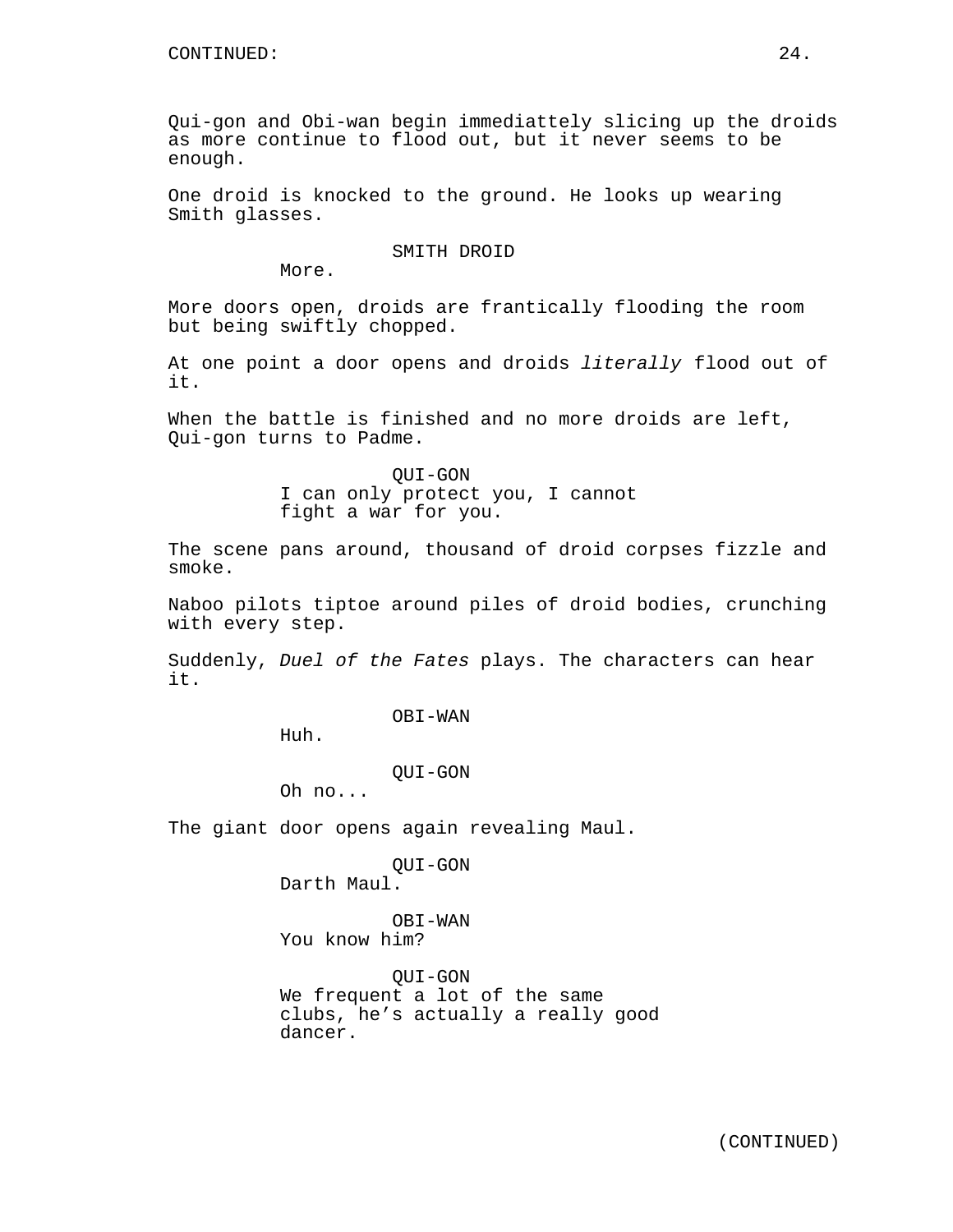CONTINUED:

Qui-gon and Obi-wan begin immediattely slicing up the droids as more continue to flood out, but it never seems to be enough.

One droid is knocked to the ground. He looks up wearing Smith glasses.

SMITH DROID

More.

More doors open, droids are frantically flooding the room but being swiftly chopped.

At one point a door opens and droids *literally* flood out of it.

When the battle is finished and no more droids are left, Qui-gon turns to Padme.

QUI-GON

I can only protect you, I cannot fight a war for you.

The scene pans around, thousand of droid corpses fizzle and smoke.

Naboo pilots tiptoe around piles of droid bodies, crunching with every step.

Suddenly, *Duel of the Fates* plays. The characters can hear it.

OBI-WAN

Huh.

QUI-GON

Oh no...

The giant door opens again revealing Maul.

QUI-GON

Darth Maul.

OBI-WAN

You know him?

QUI-GON

We frequent a lot of the same clubs, he's actually a really good dancer.

(CONTINUED)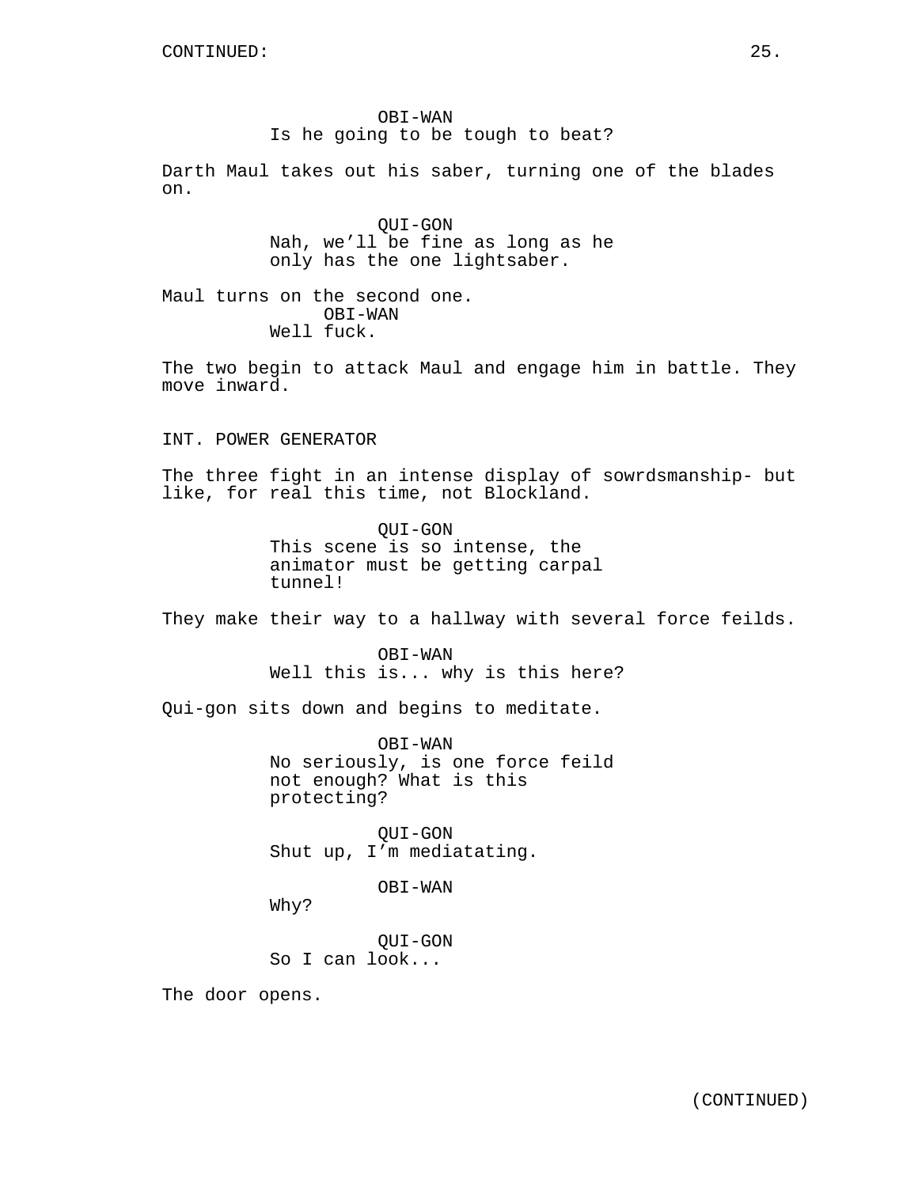OBI-WAN
Is he going to be tough to beat?

Darth Maul takes out his saber, turning one of the blades on.

QUI-GON
Nah, we'll be fine as long as he only has the one lightsaber.

Maul turns on the second one.

OBI-WAN
Well fuck.

The two begin to attack Maul and engage him in battle. They move inward.

INT. POWER GENERATOR

The three fight in an intense display of sowrdsmanship- but like, for real this time, not Blockland.

QUI-GON
This scene is so intense, the animator must be getting carpal tunnel!

They make their way to a hallway with several force feilds.

OBI-WAN
Well this is... why is this here?

Qui-gon sits down and begins to meditate.

OBI-WAN
No seriously, is one force feild not enough? What is this protecting?

QUI-GON
Shut up, I'm mediatating.

OBI-WAN
Why?

QUI-GON
So I can look...

The door opens.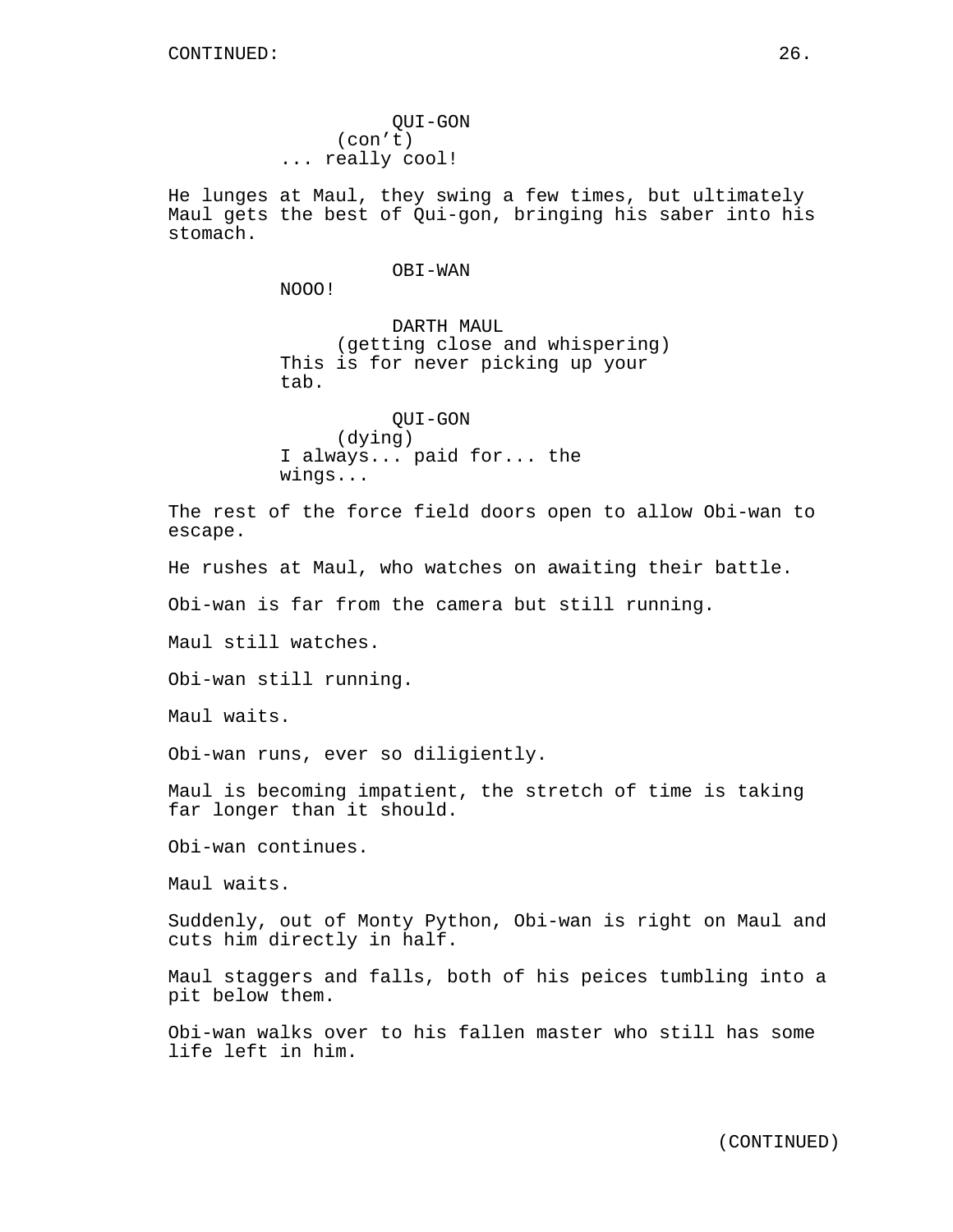QUI-GON
(con't)
... really cool!

He lunges at Maul, they swing a few times, but ultimately Maul gets the best of Qui-gon, bringing his saber into his stomach.

OBI-WAN
NOOO!

DARTH MAUL
(getting close and whispering)
This is for never picking up your tab.

QUI-GON
(dying)
I always... paid for... the wings...

The rest of the force field doors open to allow Obi-wan to escape.

He rushes at Maul, who watches on awaiting their battle.

Obi-wan is far from the camera but still running.

Maul still watches.

Obi-wan still running.

Maul waits.

Obi-wan runs, ever so diligiently.

Maul is becoming impatient, the stretch of time is taking far longer than it should.

Obi-wan continues.

Maul waits.

Suddenly, out of Monty Python, Obi-wan is right on Maul and cuts him directly in half.

Maul staggers and falls, both of his peices tumbling into a pit below them.

Obi-wan walks over to his fallen master who still has some life left in him.

(CONTINUED)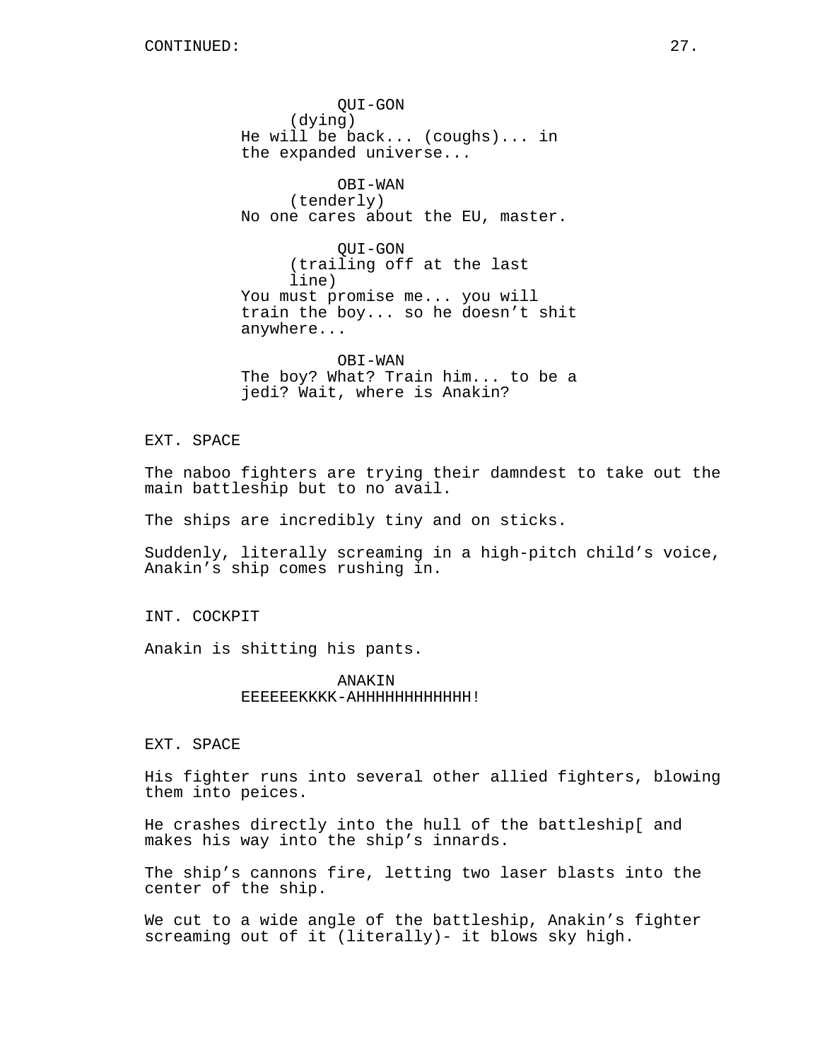CONTINUED:

QUI-GON
(dying)
He will be back... (coughs)... in the expanded universe...

OBI-WAN
(tenderly)
No one cares about the EU, master.

QUI-GON
(trailing off at the last line)
You must promise me... you will train the boy... so he doesn't shit anywhere...

OBI-WAN
The boy? What? Train him... to be a jedi? Wait, where is Anakin?

EXT. SPACE

The naboo fighters are trying their damndest to take out the main battleship but to no avail.

The ships are incredibly tiny and on sticks.

Suddenly, literally screaming in a high-pitch child's voice, Anakin's ship comes rushing in.

INT. COCKPIT

Anakin is shitting his pants.

ANAKIN
EEEEEEKKKK-AHHHHHHHHHHHH!

EXT. SPACE

His fighter runs into several other allied fighters, blowing them into peices.

He crashes directly into the hull of the battleship[ and makes his way into the ship's innards.

The ship's cannons fire, letting two laser blasts into the center of the ship.

We cut to a wide angle of the battleship, Anakin's fighter screaming out of it (literally)- it blows sky high.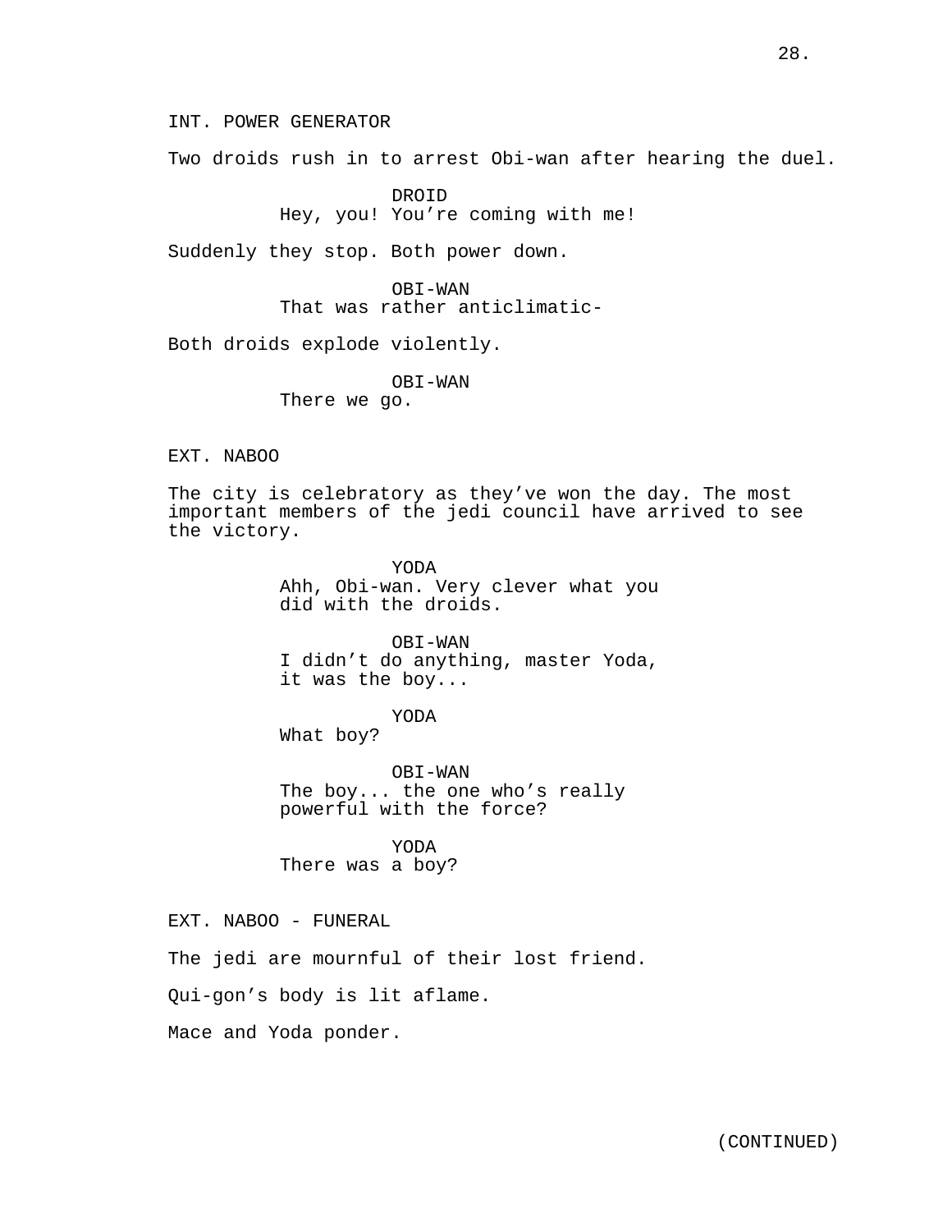INT. POWER GENERATOR

Two droids rush in to arrest Obi-wan after hearing the duel.

DROID
Hey, you! You're coming with me!

Suddenly they stop. Both power down.

OBI-WAN
That was rather anticlimatic-

Both droids explode violently.

OBI-WAN
There we go.

EXT. NABOO

The city is celebratory as they've won the day. The most important members of the jedi council have arrived to see the victory.

YODA
Ahh, Obi-wan. Very clever what you did with the droids.

OBI-WAN
I didn't do anything, master Yoda, it was the boy...

YODA
What boy?

OBI-WAN
The boy... the one who's really powerful with the force?

YODA
There was a boy?

EXT. NABOO - FUNERAL

The jedi are mournful of their lost friend.

Qui-gon's body is lit aflame.

Mace and Yoda ponder.

(CONTINUED)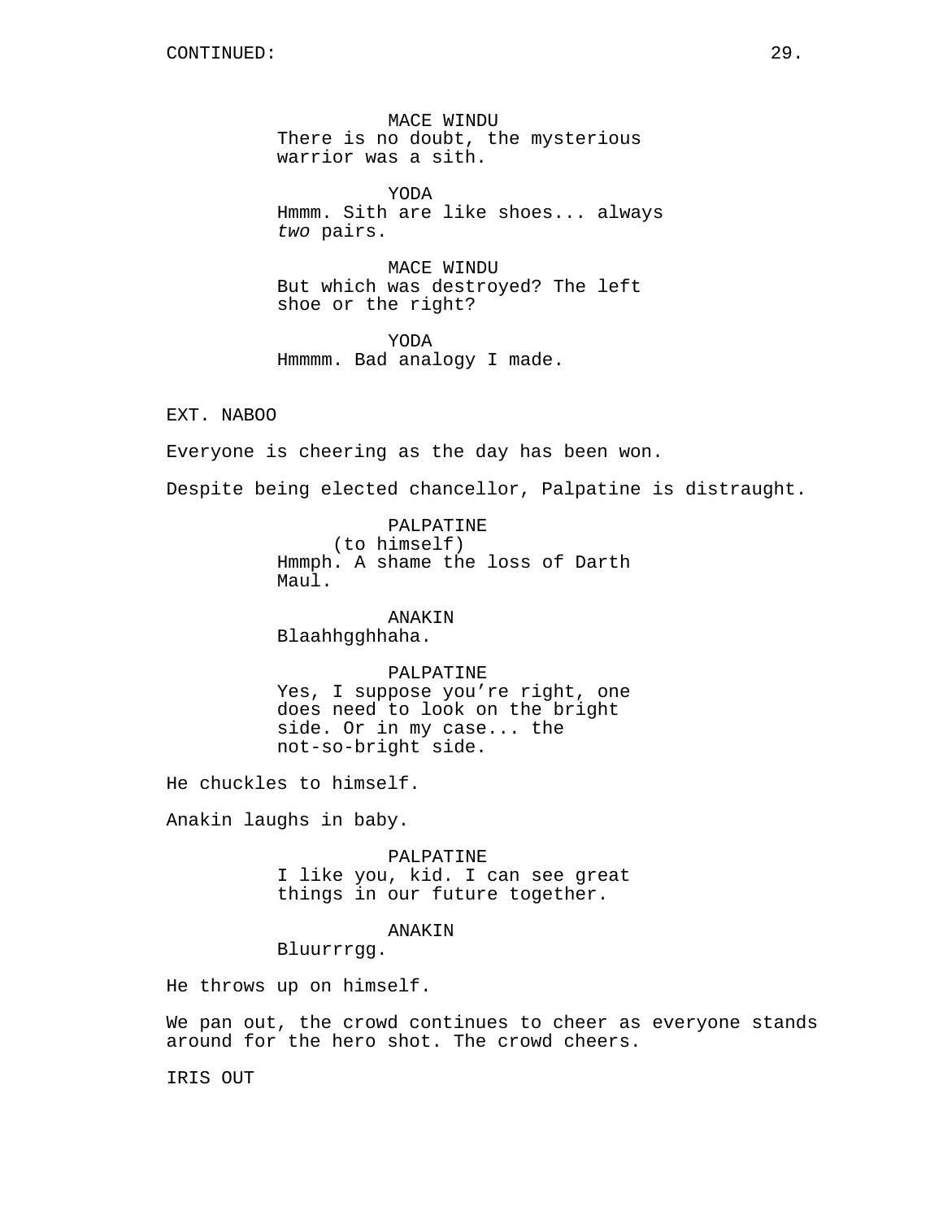MACE WINDU
There is no doubt, the mysterious warrior was a sith.

YODA
Hmmm. Sith are like shoes... always *two* pairs.

MACE WINDU
But which was destroyed? The left shoe or the right?

YODA
Hmmmm. Bad analogy I made.

EXT. NABOO

Everyone is cheering as the day has been won.

Despite being elected chancellor, Palpatine is distraught.

PALPATINE
(to himself)
Hmmph. A shame the loss of Darth Maul.

ANAKIN
Blaahhgghhaha.

PALPATINE
Yes, I suppose you're right, one does need to look on the bright side. Or in my case... the not-so-bright side.

He chuckles to himself.

Anakin laughs in baby.

PALPATINE
I like you, kid. I can see great things in our future together.

ANAKIN
Bluurrrgg.

He throws up on himself.

We pan out, the crowd continues to cheer as everyone stands around for the hero shot. The crowd cheers.

IRIS OUT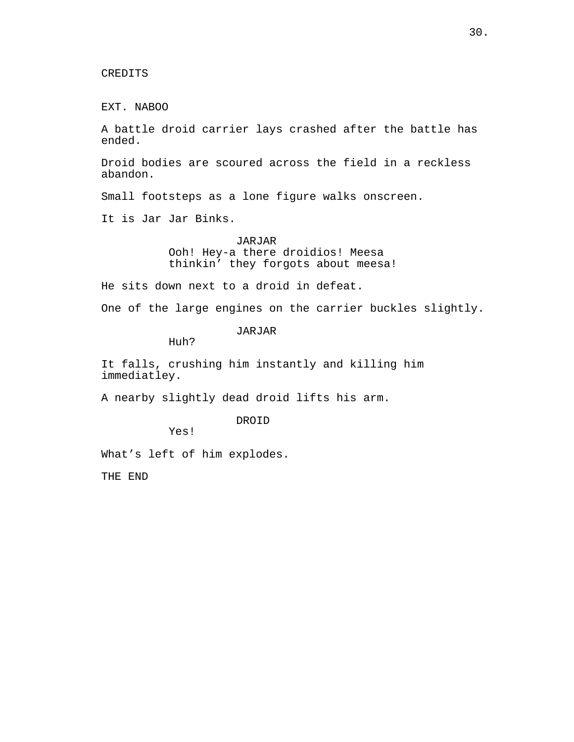CREDITS

EXT. NABOO

A battle droid carrier lays crashed after the battle has ended.

Droid bodies are scoured across the field in a reckless abandon.

Small footsteps as a lone figure walks onscreen.

It is Jar Jar Binks.

JARJAR
Ooh! Hey-a there droidios! Meesa thinkin’ they forgots about meesa!

He sits down next to a droid in defeat.

One of the large engines on the carrier buckles slightly.

JARJAR
Huh?

It falls, crushing him instantly and killing him immediatley.

A nearby slightly dead droid lifts his arm.

DROID
Yes!

What’s left of him explodes.

THE END